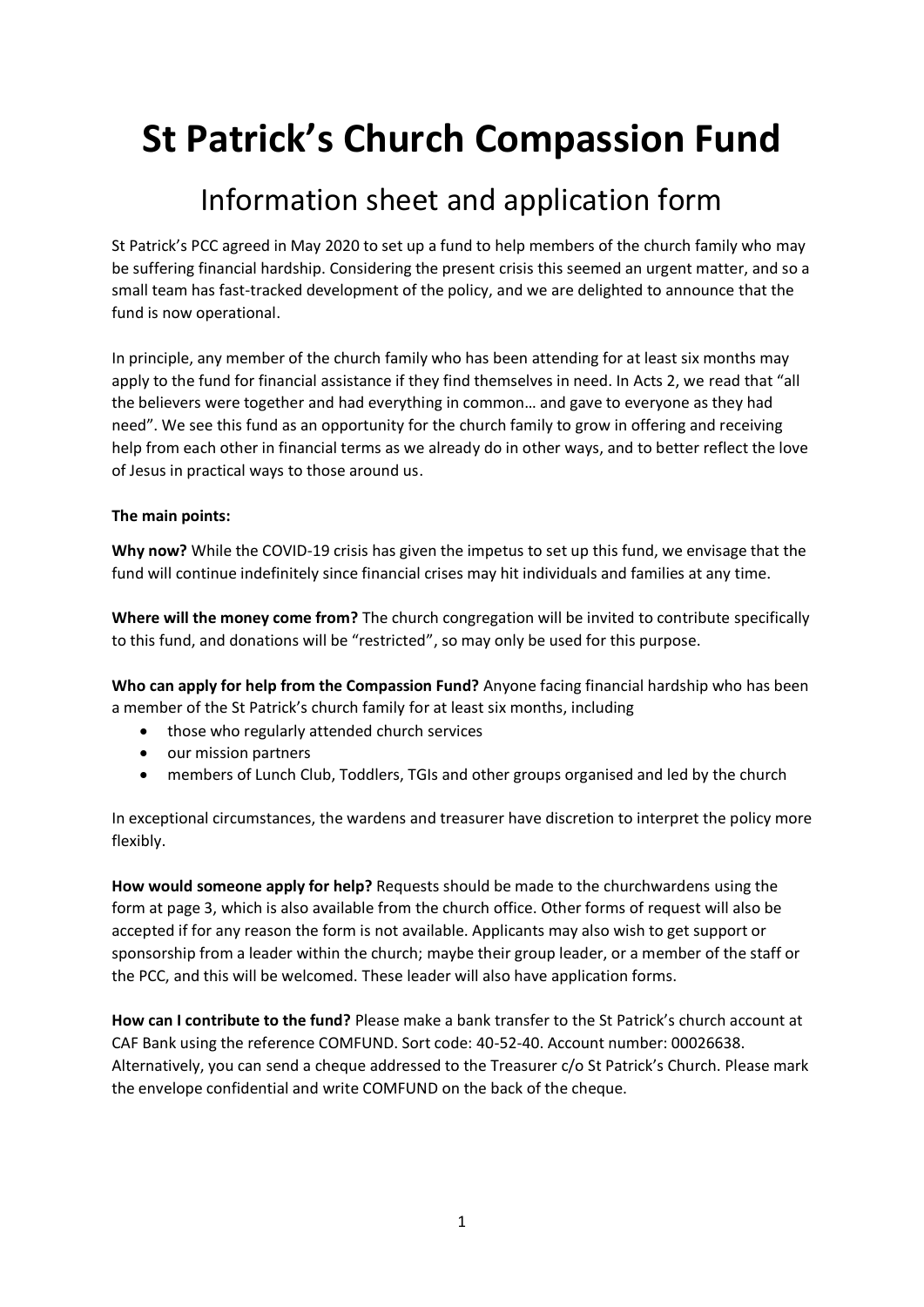# St Patrick's Church Compassion Fund

## Information sheet and application form

St Patrick's PCC agreed in May 2020 to set up a fund to help members of the church family who may be suffering financial hardship. Considering the present crisis this seemed an urgent matter, and so a small team has fast-tracked development of the policy, and we are delighted to announce that the fund is now operational.

In principle, any member of the church family who has been attending for at least six months may apply to the fund for financial assistance if they find themselves in need. In Acts 2, we read that "all the believers were together and had everything in common… and gave to everyone as they had need". We see this fund as an opportunity for the church family to grow in offering and receiving help from each other in financial terms as we already do in other ways, and to better reflect the love of Jesus in practical ways to those around us.

**The main points:**

**Why now?** While the COVID-19 crisis has given the impetus to set up this fund, we envisage that the fund will continue indefinitely since financial crises may hit individuals and families at any time.

**Where will the money come from?** The church congregation will be invited to contribute specifically to this fund, and donations will be "restricted", so may only be used for this purpose.

**Who can apply for help from the Compassion Fund?** Anyone facing financial hardship who has been a member of the St Patrick's church family for at least six months, including

- those who regularly attended church services
- our mission partners
- members of Lunch Club, Toddlers, TGIs and other groups organised and led by the church

In exceptional circumstances, the wardens and treasurer have discretion to interpret the policy more flexibly.

**How would someone apply for help?** Requests should be made to the churchwardens using the form at page 3, which is also available from the church office. Other forms of request will also be accepted if for any reason the form is not available. Applicants may also wish to get support or sponsorship from a leader within the church; maybe their group leader, or a member of the staff or the PCC, and this will be welcomed. These leader will also have application forms.

**How can I contribute to the fund?** Please make a bank transfer to the St Patrick's church account at CAF Bank using the reference COMFUND. Sort code: 40-52-40. Account number: 00026638. Alternatively, you can send a cheque addressed to the Treasurer c/o St Patrick's Church. Please mark the envelope confidential and write COMFUND on the back of the cheque.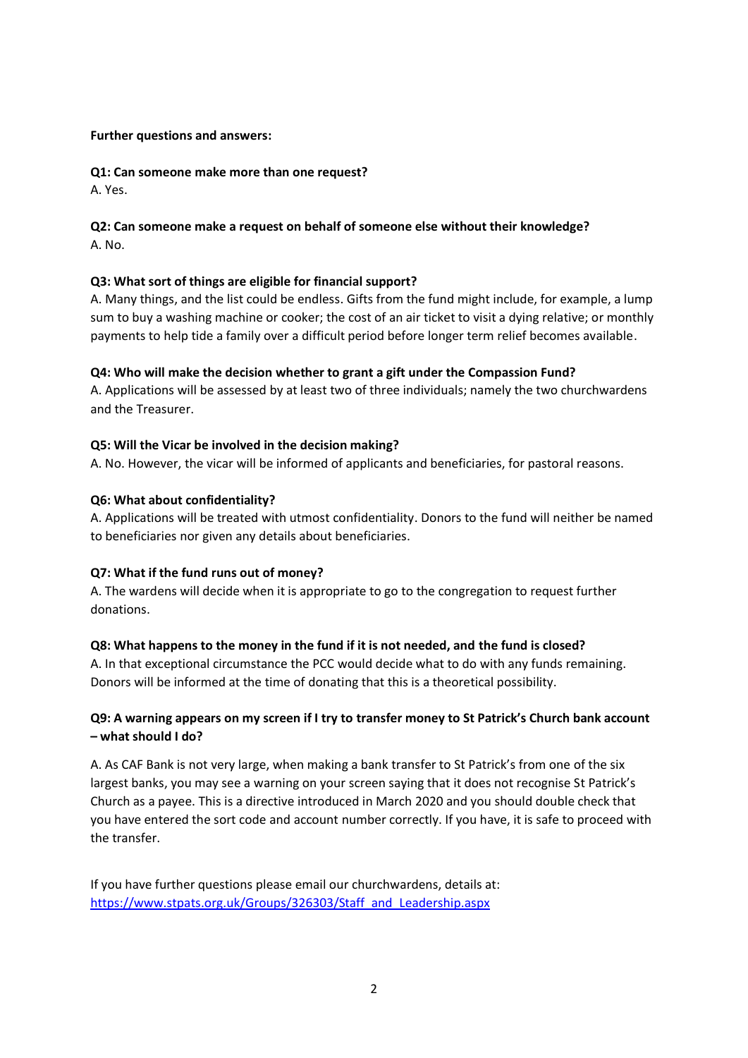**Further questions and answers:**

**Q1: Can someone make more than one request?**
A. Yes.

**Q2: Can someone make a request on behalf of someone else without their knowledge?**
A. No.

**Q3: What sort of things are eligible for financial support?**
A. Many things, and the list could be endless. Gifts from the fund might include, for example, a lump sum to buy a washing machine or cooker; the cost of an air ticket to visit a dying relative; or monthly payments to help tide a family over a difficult period before longer term relief becomes available.

**Q4: Who will make the decision whether to grant a gift under the Compassion Fund?**
A. Applications will be assessed by at least two of three individuals; namely the two churchwardens and the Treasurer.

**Q5: Will the Vicar be involved in the decision making?**
A. No. However, the vicar will be informed of applicants and beneficiaries, for pastoral reasons.

**Q6: What about confidentiality?**
A. Applications will be treated with utmost confidentiality. Donors to the fund will neither be named to beneficiaries nor given any details about beneficiaries.

**Q7: What if the fund runs out of money?**
A. The wardens will decide when it is appropriate to go to the congregation to request further donations.

**Q8: What happens to the money in the fund if it is not needed, and the fund is closed?**
A. In that exceptional circumstance the PCC would decide what to do with any funds remaining. Donors will be informed at the time of donating that this is a theoretical possibility.

**Q9: A warning appears on my screen if I try to transfer money to St Patrick's Church bank account – what should I do?**

A. As CAF Bank is not very large, when making a bank transfer to St Patrick's from one of the six largest banks, you may see a warning on your screen saying that it does not recognise St Patrick's Church as a payee. This is a directive introduced in March 2020 and you should double check that you have entered the sort code and account number correctly. If you have, it is safe to proceed with the transfer.

If you have further questions please email our churchwardens, details at: [https://www.stpats.org.uk/Groups/326303/Staff_and_Leadership.aspx](https://www.stpats.org.uk/Groups/326303/Staff_and_Leadership.aspx)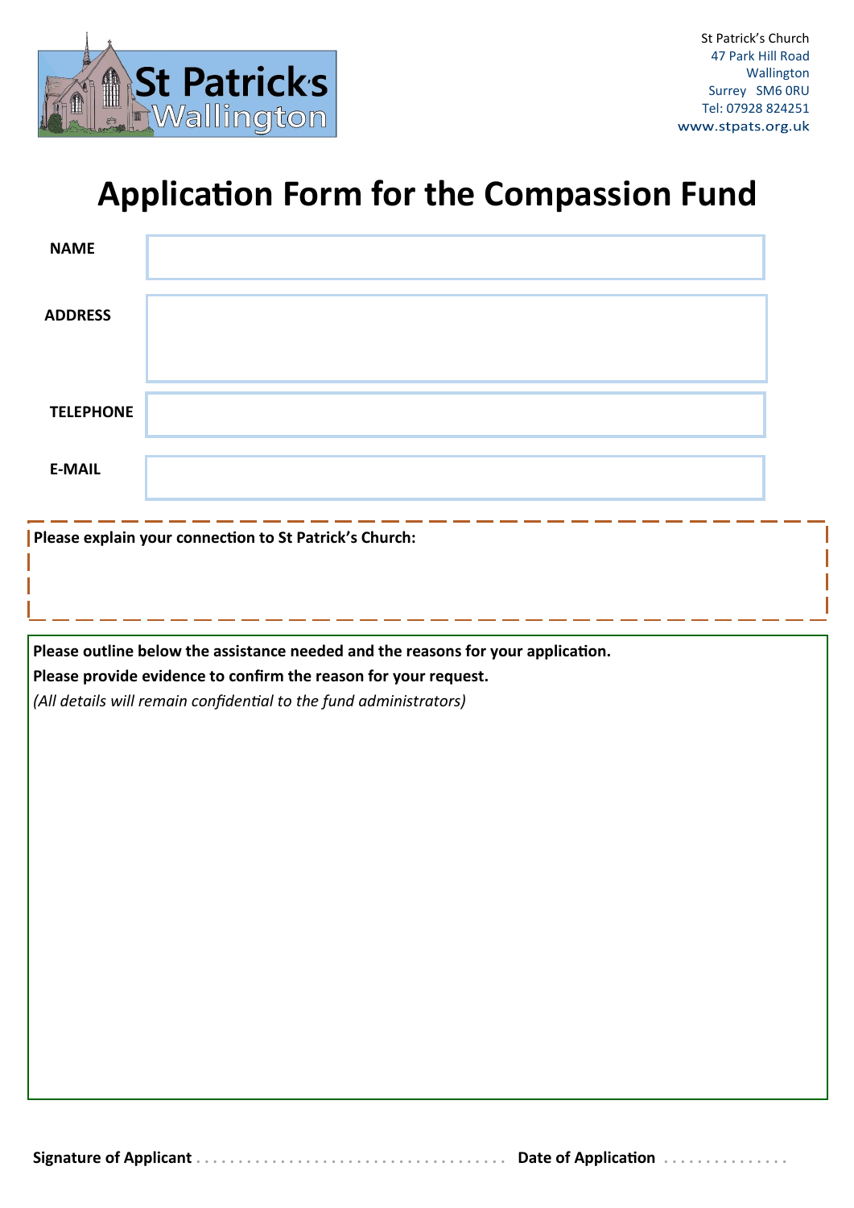St Patrick's Church
47 Park Hill Road
Wallington
Surrey SM6 0RU
Tel: 07928 824251
www.stpats.org.uk

# Application Form for the Compassion Fund

**NAME**

**ADDRESS**

**TELEPHONE**

**E-MAIL**

**Please explain your connection to St Patrick's Church:**

**Please outline below the assistance needed and the reasons for your application.**

**Please provide evidence to confirm the reason for your request.**

*(All details will remain confidential to the fund administrators)*

**Signature of Applicant** ....................................... **Date of Application** ...............